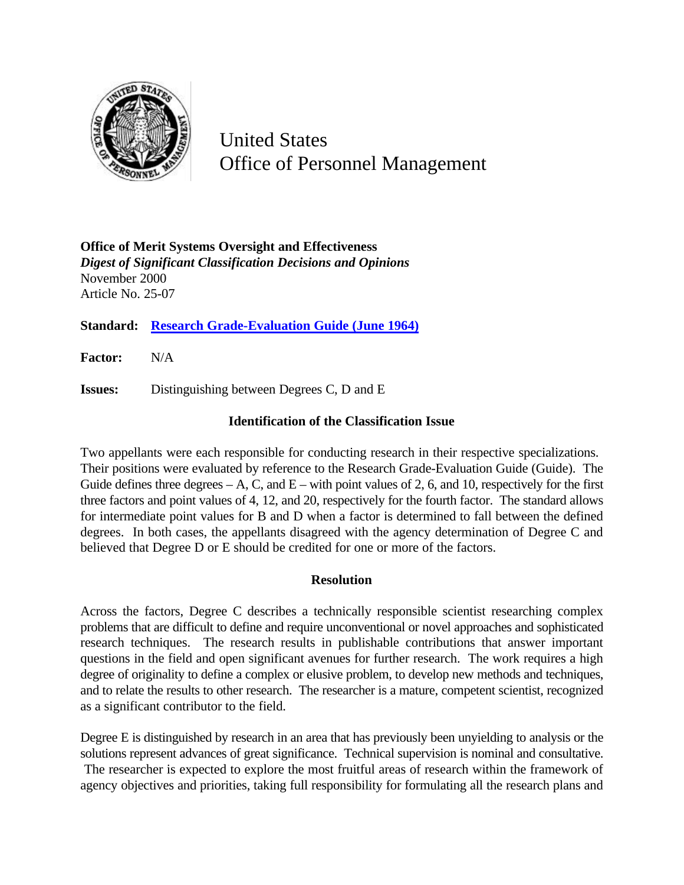United States
Office of Personnel Management

**Office of Merit Systems Oversight and Effectiveness**
***Digest of Significant Classification Decisions and Opinions***
November 2000
Article No. 25-07

**Standard:** **Research Grade-Evaluation Guide (June 1964)**

**Factor:** N/A

**Issues:** Distinguishing between Degrees C, D and E

### Identification of the Classification Issue

Two appellants were each responsible for conducting research in their respective specializations. Their positions were evaluated by reference to the Research Grade-Evaluation Guide (Guide). The Guide defines three degrees – A, C, and E – with point values of 2, 6, and 10, respectively for the first three factors and point values of 4, 12, and 20, respectively for the fourth factor. The standard allows for intermediate point values for B and D when a factor is determined to fall between the defined degrees. In both cases, the appellants disagreed with the agency determination of Degree C and believed that Degree D or E should be credited for one or more of the factors.

### Resolution

Across the factors, Degree C describes a technically responsible scientist researching complex problems that are difficult to define and require unconventional or novel approaches and sophisticated research techniques. The research results in publishable contributions that answer important questions in the field and open significant avenues for further research. The work requires a high degree of originality to define a complex or elusive problem, to develop new methods and techniques, and to relate the results to other research. The researcher is a mature, competent scientist, recognized as a significant contributor to the field.

Degree E is distinguished by research in an area that has previously been unyielding to analysis or the solutions represent advances of great significance. Technical supervision is nominal and consultative. The researcher is expected to explore the most fruitful areas of research within the framework of agency objectives and priorities, taking full responsibility for formulating all the research plans and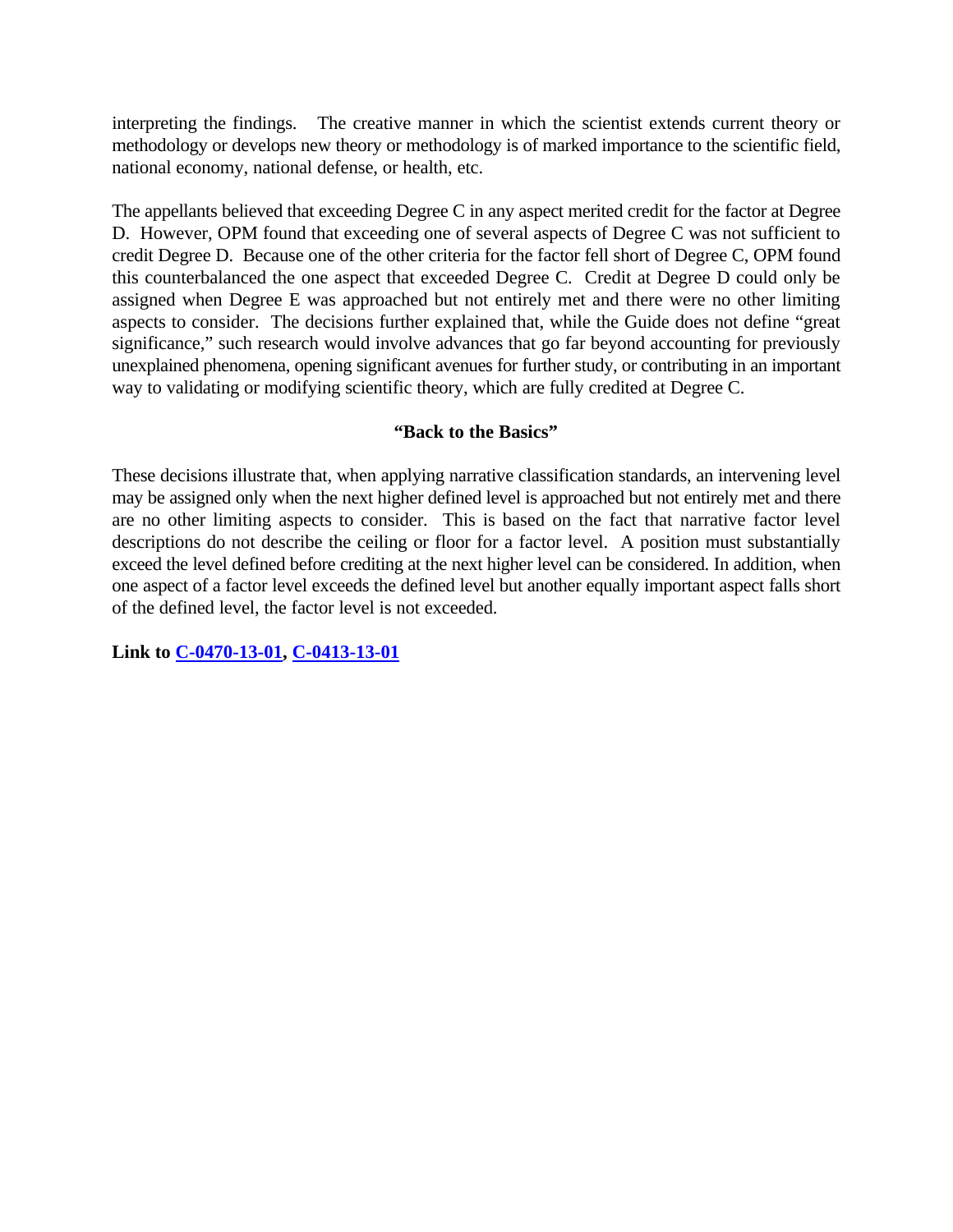interpreting the findings. The creative manner in which the scientist extends current theory or methodology or develops new theory or methodology is of marked importance to the scientific field, national economy, national defense, or health, etc.

The appellants believed that exceeding Degree C in any aspect merited credit for the factor at Degree D. However, OPM found that exceeding one of several aspects of Degree C was not sufficient to credit Degree D. Because one of the other criteria for the factor fell short of Degree C, OPM found this counterbalanced the one aspect that exceeded Degree C. Credit at Degree D could only be assigned when Degree E was approached but not entirely met and there were no other limiting aspects to consider. The decisions further explained that, while the Guide does not define "great significance," such research would involve advances that go far beyond accounting for previously unexplained phenomena, opening significant avenues for further study, or contributing in an important way to validating or modifying scientific theory, which are fully credited at Degree C.

**"Back to the Basics"**

These decisions illustrate that, when applying narrative classification standards, an intervening level may be assigned only when the next higher defined level is approached but not entirely met and there are no other limiting aspects to consider. This is based on the fact that narrative factor level descriptions do not describe the ceiling or floor for a factor level. A position must substantially exceed the level defined before crediting at the next higher level can be considered. In addition, when one aspect of a factor level exceeds the defined level but another equally important aspect falls short of the defined level, the factor level is not exceeded.

**Link to C-0470-13-01, C-0413-13-01**